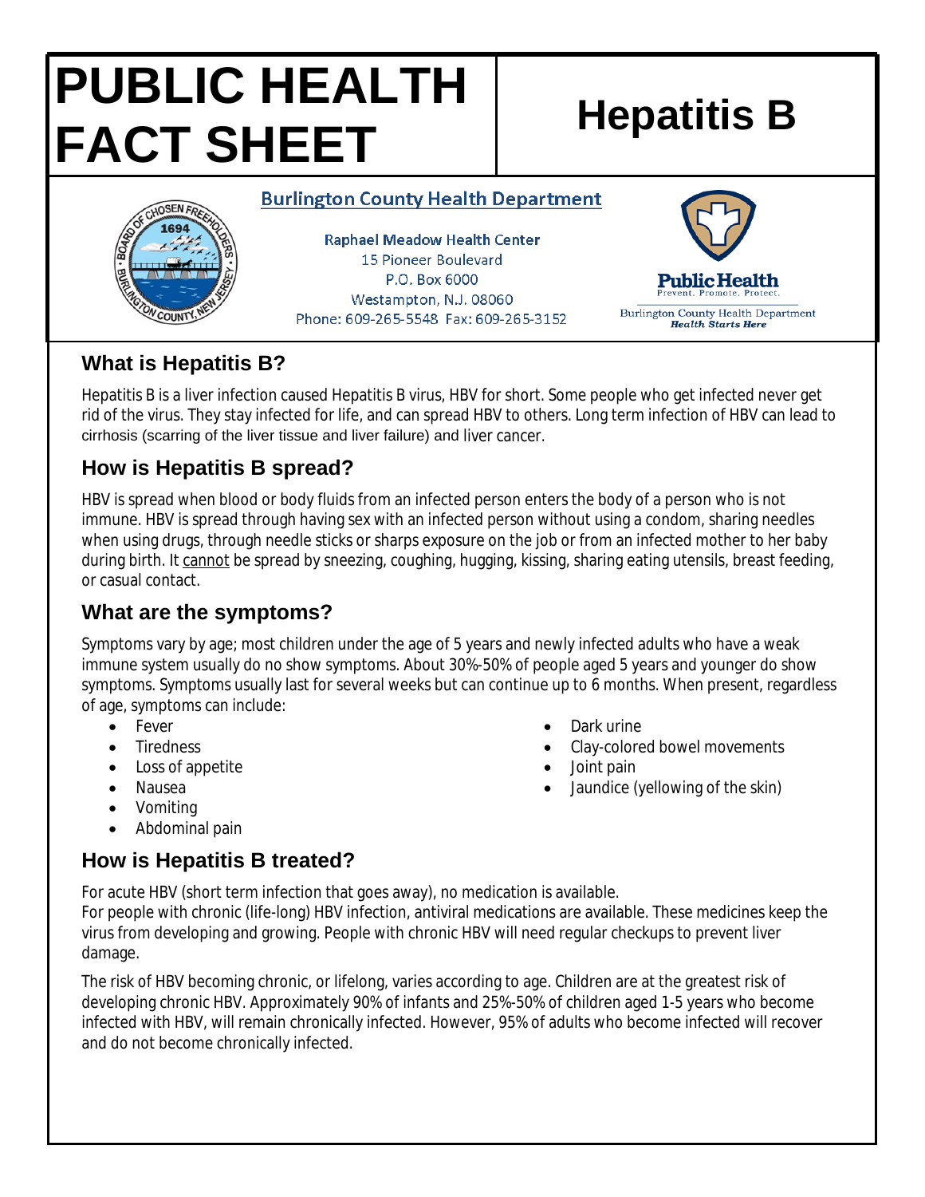# PUBLIC HEALTH FACT SHEET

# Hepatitis B

**Burlington County Health Department**

Raphael Meadow Health Center
15 Pioneer Boulevard
P.O. Box 6000
Westampton, N.J. 08060
Phone: 609-265-5548 Fax: 609-265-3152

Public Health
Prevent. Promote. Protect.
Burlington County Health Department
*Health Starts Here*

## What is Hepatitis B?

Hepatitis B is a liver infection caused Hepatitis B virus, HBV for short. Some people who get infected never get rid of the virus. They stay infected for life, and can spread HBV to others. Long term infection of HBV can lead to cirrhosis (scarring of the liver tissue and liver failure) and liver cancer.

## How is Hepatitis B spread?

HBV is spread when blood or body fluids from an infected person enters the body of a person who is not immune. HBV is spread through having sex with an infected person without using a condom, sharing needles when using drugs, through needle sticks or sharps exposure on the job or from an infected mother to her baby during birth. It <u>cannot</u> be spread by sneezing, coughing, hugging, kissing, sharing eating utensils, breast feeding, or casual contact.

## What are the symptoms?

Symptoms vary by age; most children under the age of 5 years and newly infected adults who have a weak immune system usually do no show symptoms. About 30%-50% of people aged 5 years and younger do show symptoms. Symptoms usually last for several weeks but can continue up to 6 months. When present, regardless of age, symptoms can include:

- Fever
- Tiredness
- Loss of appetite
- Nausea
- Vomiting
- Abdominal pain
- Dark urine
- Clay-colored bowel movements
- Joint pain
- Jaundice (yellowing of the skin)

## How is Hepatitis B treated?

For acute HBV (short term infection that goes away), no medication is available.
For people with chronic (life-long) HBV infection, antiviral medications are available. These medicines keep the virus from developing and growing. People with chronic HBV will need regular checkups to prevent liver damage.

The risk of HBV becoming chronic, or lifelong, varies according to age. Children are at the greatest risk of developing chronic HBV. Approximately 90% of infants and 25%-50% of children aged 1-5 years who become infected with HBV, will remain chronically infected. However, 95% of adults who become infected will recover and do not become chronically infected.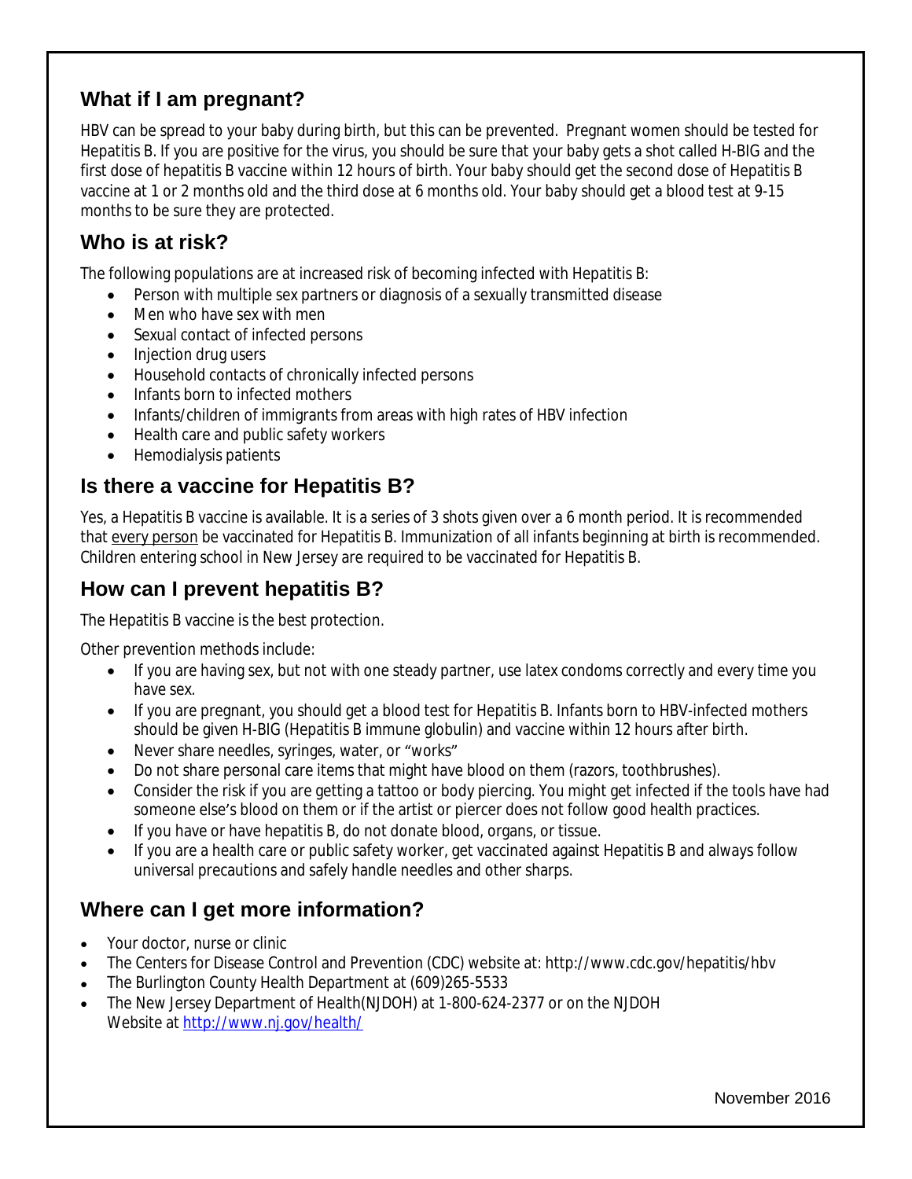## What if I am pregnant?

HBV can be spread to your baby during birth, but this can be prevented. Pregnant women should be tested for Hepatitis B. If you are positive for the virus, you should be sure that your baby gets a shot called H-BIG and the first dose of hepatitis B vaccine within 12 hours of birth. Your baby should get the second dose of Hepatitis B vaccine at 1 or 2 months old and the third dose at 6 months old. Your baby should get a blood test at 9-15 months to be sure they are protected.

## Who is at risk?

The following populations are at increased risk of becoming infected with Hepatitis B:

- Person with multiple sex partners or diagnosis of a sexually transmitted disease
- Men who have sex with men
- Sexual contact of infected persons
- Injection drug users
- Household contacts of chronically infected persons
- Infants born to infected mothers
- Infants/children of immigrants from areas with high rates of HBV infection
- Health care and public safety workers
- Hemodialysis patients

## Is there a vaccine for Hepatitis B?

Yes, a Hepatitis B vaccine is available. It is a series of 3 shots given over a 6 month period. It is recommended that every person be vaccinated for Hepatitis B. Immunization of all infants beginning at birth is recommended. Children entering school in New Jersey are required to be vaccinated for Hepatitis B.

## How can I prevent hepatitis B?

The Hepatitis B vaccine is the best protection.

Other prevention methods include:

- If you are having sex, but not with one steady partner, use latex condoms correctly and every time you have sex.
- If you are pregnant, you should get a blood test for Hepatitis B. Infants born to HBV-infected mothers should be given H-BIG (Hepatitis B immune globulin) and vaccine within 12 hours after birth.
- Never share needles, syringes, water, or "works"
- Do not share personal care items that might have blood on them (razors, toothbrushes).
- Consider the risk if you are getting a tattoo or body piercing. You might get infected if the tools have had someone else's blood on them or if the artist or piercer does not follow good health practices.
- If you have or have hepatitis B, do not donate blood, organs, or tissue.
- If you are a health care or public safety worker, get vaccinated against Hepatitis B and always follow universal precautions and safely handle needles and other sharps.

## Where can I get more information?

- Your doctor, nurse or clinic
- The Centers for Disease Control and Prevention (CDC) website at: http://www.cdc.gov/hepatitis/hbv
- The Burlington County Health Department at (609)265-5533
- The New Jersey Department of Health(NJDOH) at 1-800-624-2377 or on the NJDOH Website at http://www.nj.gov/health/

November 2016